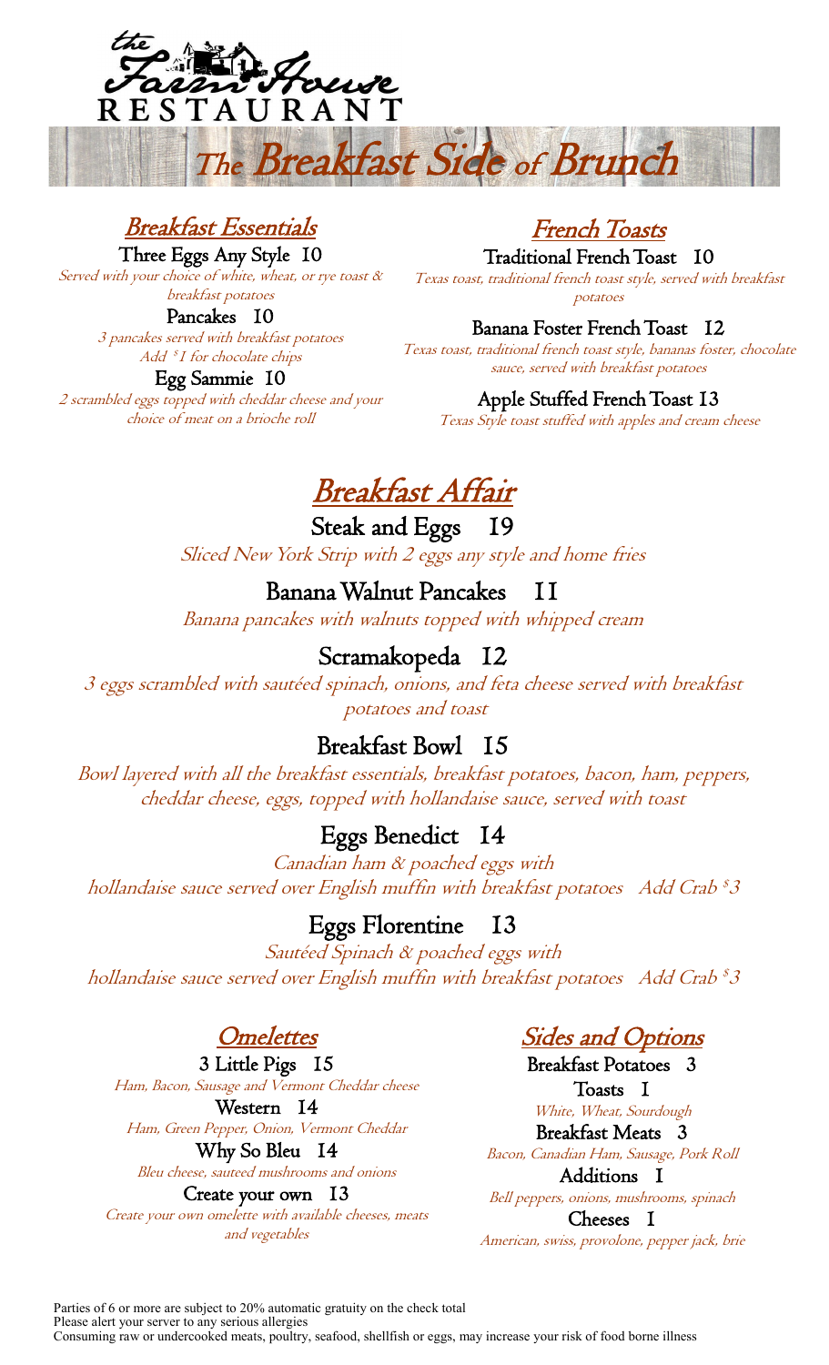# the Farm House RESTAURANT

# The Breakfast Side of Brunch

## Breakfast Essentials

**Three Eggs Any Style 10**
*Served with your choice of white, wheat, or rye toast & breakfast potatoes*

**Pancakes 10**
*3 pancakes served with breakfast potatoes*
*Add $1 for chocolate chips*

**Egg Sammie 10**
*2 scrambled eggs topped with cheddar cheese and your choice of meat on a brioche roll*

## French Toasts

**Traditional French Toast 10**
*Texas toast, traditional french toast style, served with breakfast potatoes*

**Banana Foster French Toast 12**
*Texas toast, traditional french toast style, bananas foster, chocolate sauce, served with breakfast potatoes*

**Apple Stuffed French Toast 13**
*Texas Style toast stuffed with apples and cream cheese*

## Breakfast Affair

**Steak and Eggs 19**
*Sliced New York Strip with 2 eggs any style and home fries*

**Banana Walnut Pancakes 11**
*Banana pancakes with walnuts topped with whipped cream*

**Scramakopeda 12**
*3 eggs scrambled with sautéed spinach, onions, and feta cheese served with breakfast potatoes and toast*

**Breakfast Bowl 15**
*Bowl layered with all the breakfast essentials, breakfast potatoes, bacon, ham, peppers, cheddar cheese, eggs, topped with hollandaise sauce, served with toast*

**Eggs Benedict 14**
*Canadian ham & poached eggs with hollandaise sauce served over English muffin with breakfast potatoes Add Crab $3*

**Eggs Florentine 13**
*Sautéed Spinach & poached eggs with hollandaise sauce served over English muffin with breakfast potatoes Add Crab $3*

## Omelettes

**3 Little Pigs 15**
*Ham, Bacon, Sausage and Vermont Cheddar cheese*

**Western 14**
*Ham, Green Pepper, Onion, Vermont Cheddar*

**Why So Bleu 14**
*Bleu cheese, sauteed mushrooms and onions*

**Create your own 13**
*Create your own omelette with available cheeses, meats and vegetables*

## Sides and Options

**Breakfast Potatoes 3**

**Toasts 1**
*White, Wheat, Sourdough*

**Breakfast Meats 3**
*Bacon, Canadian Ham, Sausage, Pork Roll*

**Additions 1**
*Bell peppers, onions, mushrooms, spinach*

**Cheeses 1**
*American, swiss, provolone, pepper jack, brie*

Parties of 6 or more are subject to 20% automatic gratuity on the check total
Please alert your server to any serious allergies
Consuming raw or undercooked meats, poultry, seafood, shellfish or eggs, may increase your risk of food borne illness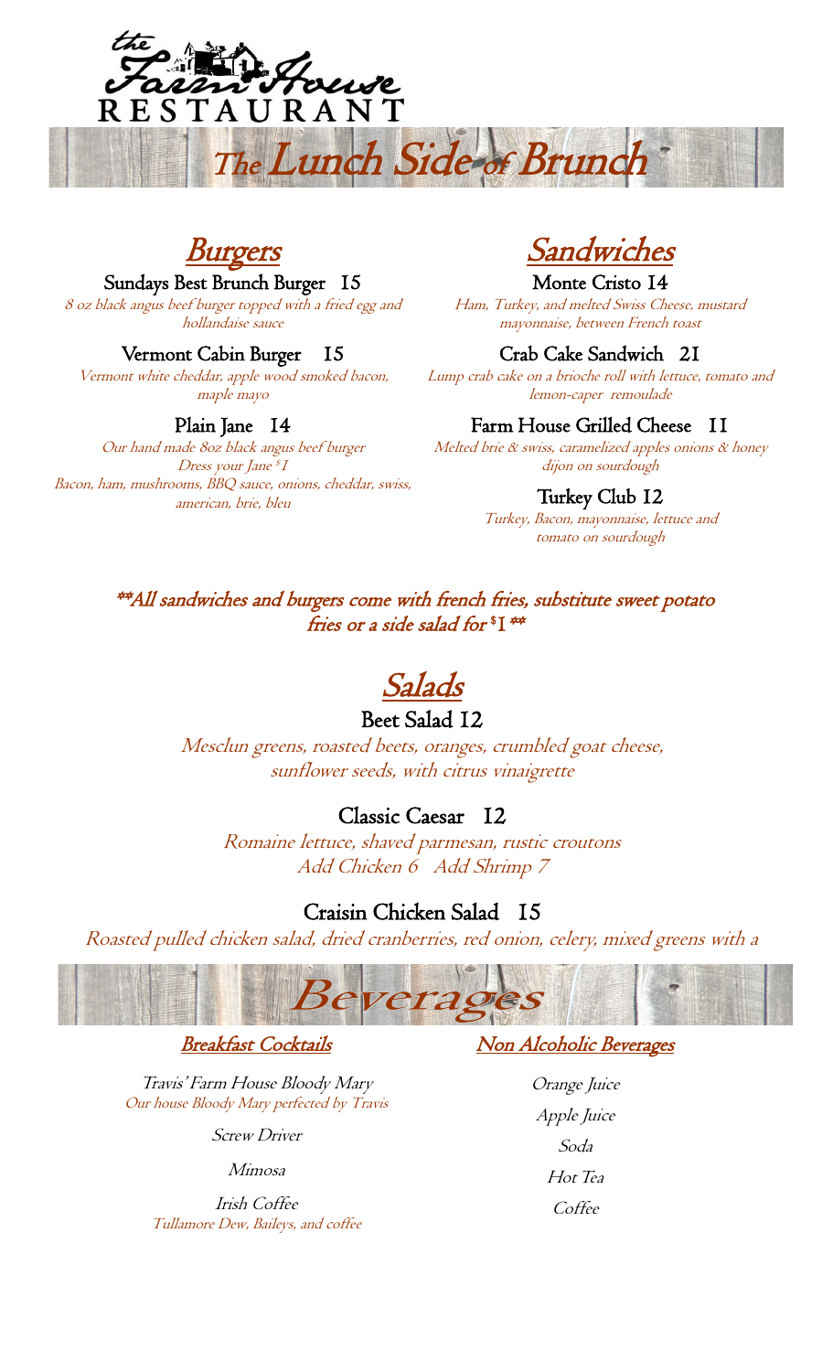# the Farm House RESTAURANT

## The Lunch Side of Brunch

## Burgers

### Sundays Best Brunch Burger 15

*8 oz black angus beef burger topped with a fried egg and hollandaise sauce*

### Vermont Cabin Burger 15

*Vermont white cheddar, apple wood smoked bacon, maple mayo*

### Plain Jane 14

*Our hand made 8oz black angus beef burger*
*Dress your Jane $1*
*Bacon, ham, mushrooms, BBQ sauce, onions, cheddar, swiss, american, brie, bleu*

## Sandwiches

### Monte Cristo 14

*Ham, Turkey, and melted Swiss Cheese, mustard mayonnaise, between French toast*

### Crab Cake Sandwich 21

*Lump crab cake on a brioche roll with lettuce, tomato and lemon-caper remoulade*

### Farm House Grilled Cheese 11

*Melted brie & swiss, caramelized apples onions & honey dijon on sourdough*

### Turkey Club 12

*Turkey, Bacon, mayonnaise, lettuce and tomato on sourdough*

***All sandwiches and burgers come with french fries, substitute sweet potato fries or a side salad for $1***

## Salads

### Beet Salad 12

*Mesclun greens, roasted beets, oranges, crumbled goat cheese, sunflower seeds, with citrus vinaigrette*

### Classic Caesar 12

*Romaine lettuce, shaved parmesan, rustic croutons*
*Add Chicken 6 Add Shrimp 7*

### Craisin Chicken Salad 15

*Roasted pulled chicken salad, dried cranberries, red onion, celery, mixed greens with a*

## Beverages

### Breakfast Cocktails

Travis' Farm House Bloody Mary
*Our house Bloody Mary perfected by Travis*

Screw Driver

Mimosa

Irish Coffee
*Tullamore Dew, Baileys, and coffee*

### Non Alcoholic Beverages

Orange Juice

Apple Juice

Soda

Hot Tea

Coffee